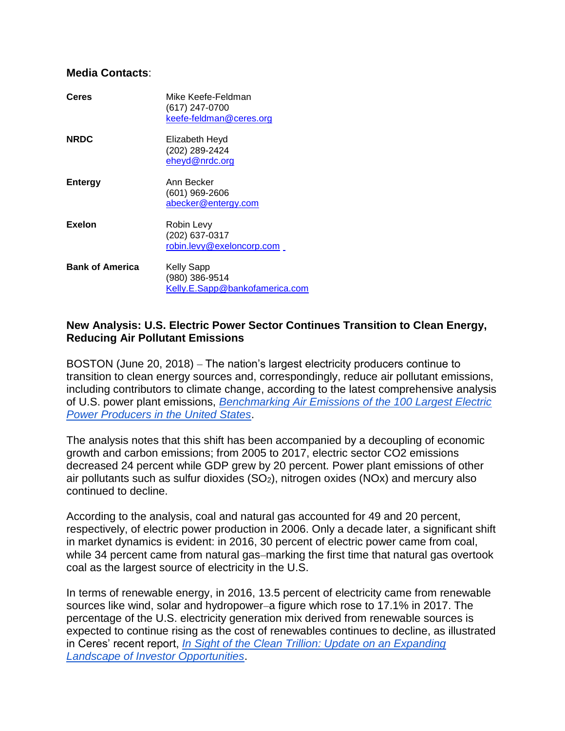**Media Contacts**:

| | |
|---|---|
| **Ceres** | Mike Keefe-Feldman<br>(617) 247-0700<br>keefe-feldman@ceres.org |
| **NRDC** | Elizabeth Heyd<br>(202) 289-2424<br>eheyd@nrdc.org |
| **Entergy** | Ann Becker<br>(601) 969-2606<br>abecker@entergy.com |
| **Exelon** | Robin Levy<br>(202) 637-0317<br>robin.levy@exeloncorp.com |
| **Bank of America** | Kelly Sapp<br>(980) 386-9514<br>Kelly.E.Sapp@bankofamerica.com |

**New Analysis: U.S. Electric Power Sector Continues Transition to Clean Energy, Reducing Air Pollutant Emissions**

BOSTON (June 20, 2018) – The nation's largest electricity producers continue to transition to clean energy sources and, correspondingly, reduce air pollutant emissions, including contributors to climate change, according to the latest comprehensive analysis of U.S. power plant emissions, *Benchmarking Air Emissions of the 100 Largest Electric Power Producers in the United States*.

The analysis notes that this shift has been accompanied by a decoupling of economic growth and carbon emissions; from 2005 to 2017, electric sector CO2 emissions decreased 24 percent while GDP grew by 20 percent. Power plant emissions of other air pollutants such as sulfur dioxides ($SO_2$), nitrogen oxides (NOx) and mercury also continued to decline.

According to the analysis, coal and natural gas accounted for 49 and 20 percent, respectively, of electric power production in 2006. Only a decade later, a significant shift in market dynamics is evident: in 2016, 30 percent of electric power came from coal, while 34 percent came from natural gas–marking the first time that natural gas overtook coal as the largest source of electricity in the U.S.

In terms of renewable energy, in 2016, 13.5 percent of electricity came from renewable sources like wind, solar and hydropower–a figure which rose to 17.1% in 2017. The percentage of the U.S. electricity generation mix derived from renewable sources is expected to continue rising as the cost of renewables continues to decline, as illustrated in Ceres' recent report, *In Sight of the Clean Trillion: Update on an Expanding Landscape of Investor Opportunities*.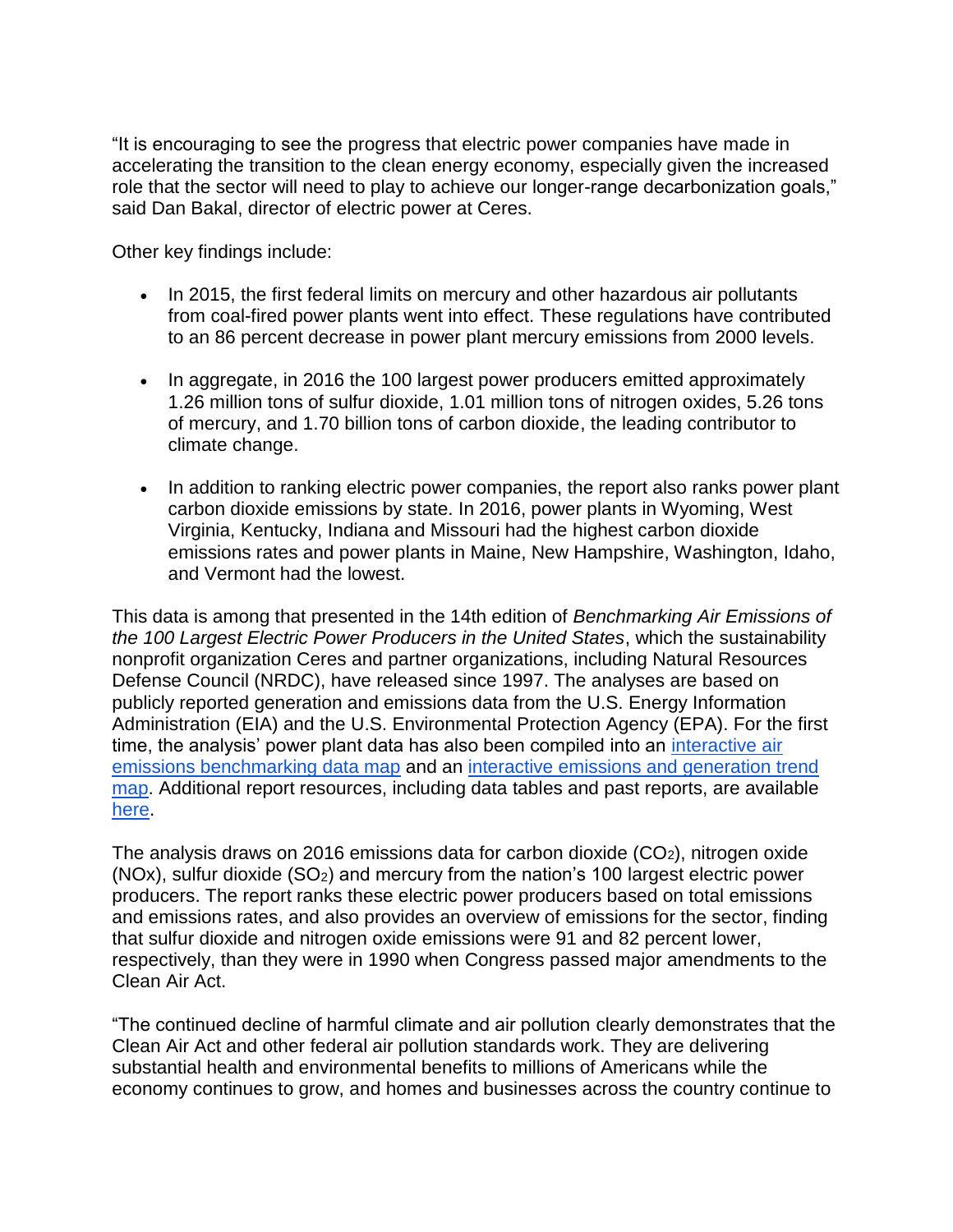"It is encouraging to see the progress that electric power companies have made in accelerating the transition to the clean energy economy, especially given the increased role that the sector will need to play to achieve our longer-range decarbonization goals," said Dan Bakal, director of electric power at Ceres.

Other key findings include:

- In 2015, the first federal limits on mercury and other hazardous air pollutants from coal-fired power plants went into effect. These regulations have contributed to an 86 percent decrease in power plant mercury emissions from 2000 levels.
- In aggregate, in 2016 the 100 largest power producers emitted approximately 1.26 million tons of sulfur dioxide, 1.01 million tons of nitrogen oxides, 5.26 tons of mercury, and 1.70 billion tons of carbon dioxide, the leading contributor to climate change.
- In addition to ranking electric power companies, the report also ranks power plant carbon dioxide emissions by state. In 2016, power plants in Wyoming, West Virginia, Kentucky, Indiana and Missouri had the highest carbon dioxide emissions rates and power plants in Maine, New Hampshire, Washington, Idaho, and Vermont had the lowest.

This data is among that presented in the 14th edition of *Benchmarking Air Emissions of the 100 Largest Electric Power Producers in the United States*, which the sustainability nonprofit organization Ceres and partner organizations, including Natural Resources Defense Council (NRDC), have released since 1997. The analyses are based on publicly reported generation and emissions data from the U.S. Energy Information Administration (EIA) and the U.S. Environmental Protection Agency (EPA). For the first time, the analysis' power plant data has also been compiled into an [interactive air emissions benchmarking data map]() and an [interactive emissions and generation trend map](). Additional report resources, including data tables and past reports, are available [here]().

The analysis draws on 2016 emissions data for carbon dioxide ($CO_2$), nitrogen oxide ($NO_x$), sulfur dioxide ($SO_2$) and mercury from the nation's 100 largest electric power producers. The report ranks these electric power producers based on total emissions and emissions rates, and also provides an overview of emissions for the sector, finding that sulfur dioxide and nitrogen oxide emissions were 91 and 82 percent lower, respectively, than they were in 1990 when Congress passed major amendments to the Clean Air Act.

"The continued decline of harmful climate and air pollution clearly demonstrates that the Clean Air Act and other federal air pollution standards work. They are delivering substantial health and environmental benefits to millions of Americans while the economy continues to grow, and homes and businesses across the country continue to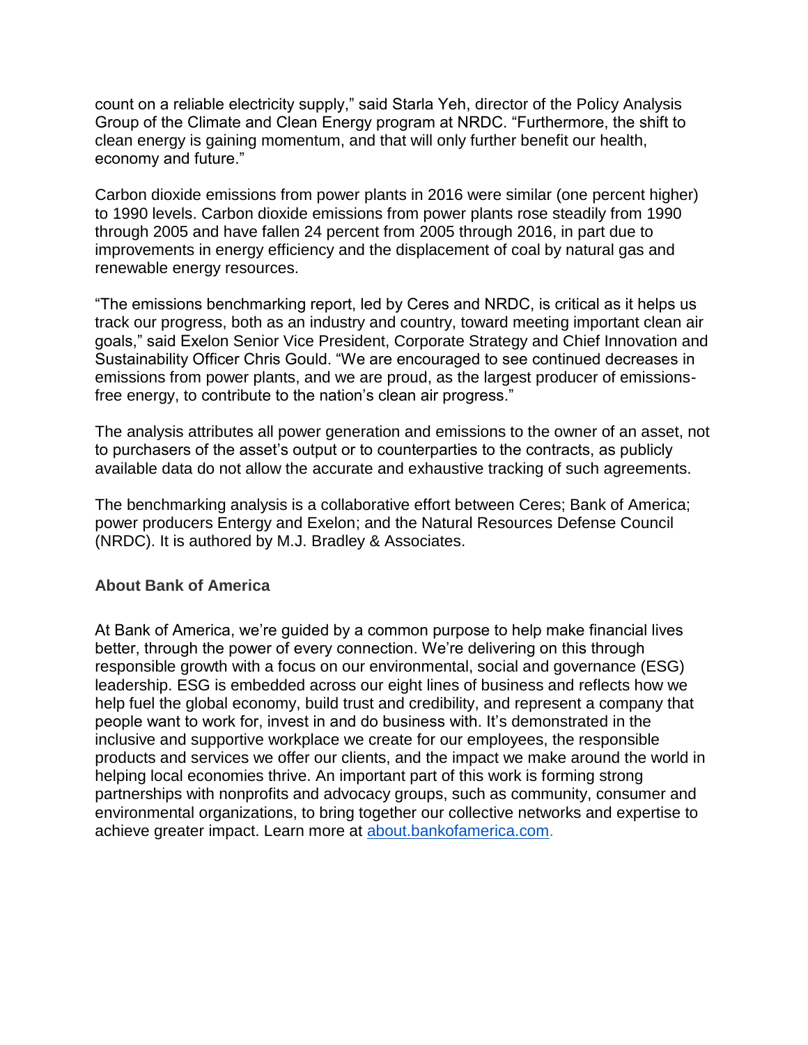count on a reliable electricity supply," said Starla Yeh, director of the Policy Analysis Group of the Climate and Clean Energy program at NRDC. "Furthermore, the shift to clean energy is gaining momentum, and that will only further benefit our health, economy and future."

Carbon dioxide emissions from power plants in 2016 were similar (one percent higher) to 1990 levels. Carbon dioxide emissions from power plants rose steadily from 1990 through 2005 and have fallen 24 percent from 2005 through 2016, in part due to improvements in energy efficiency and the displacement of coal by natural gas and renewable energy resources.

"The emissions benchmarking report, led by Ceres and NRDC, is critical as it helps us track our progress, both as an industry and country, toward meeting important clean air goals," said Exelon Senior Vice President, Corporate Strategy and Chief Innovation and Sustainability Officer Chris Gould. "We are encouraged to see continued decreases in emissions from power plants, and we are proud, as the largest producer of emissions-free energy, to contribute to the nation's clean air progress."

The analysis attributes all power generation and emissions to the owner of an asset, not to purchasers of the asset's output or to counterparties to the contracts, as publicly available data do not allow the accurate and exhaustive tracking of such agreements.

The benchmarking analysis is a collaborative effort between Ceres; Bank of America; power producers Entergy and Exelon; and the Natural Resources Defense Council (NRDC). It is authored by M.J. Bradley & Associates.

**About Bank of America**

At Bank of America, we're guided by a common purpose to help make financial lives better, through the power of every connection. We're delivering on this through responsible growth with a focus on our environmental, social and governance (ESG) leadership. ESG is embedded across our eight lines of business and reflects how we help fuel the global economy, build trust and credibility, and represent a company that people want to work for, invest in and do business with. It's demonstrated in the inclusive and supportive workplace we create for our employees, the responsible products and services we offer our clients, and the impact we make around the world in helping local economies thrive. An important part of this work is forming strong partnerships with nonprofits and advocacy groups, such as community, consumer and environmental organizations, to bring together our collective networks and expertise to achieve greater impact. Learn more at [about.bankofamerica.com](about.bankofamerica.com).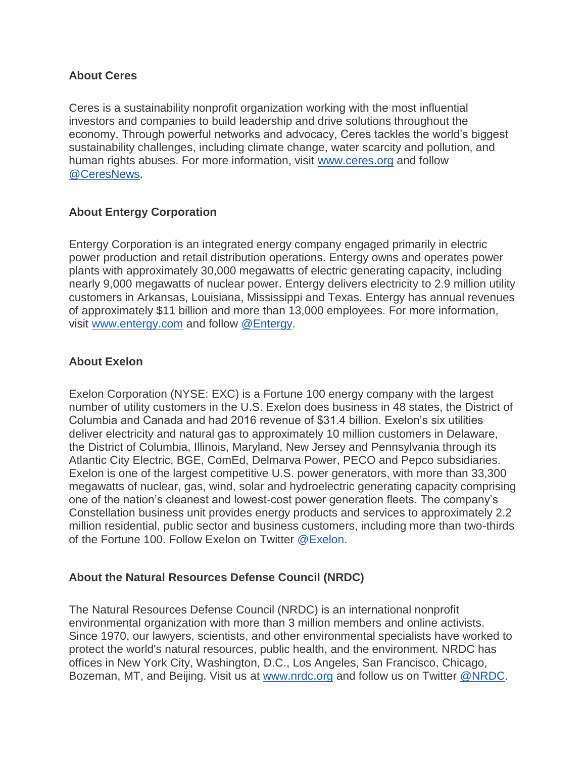**About Ceres**

Ceres is a sustainability nonprofit organization working with the most influential investors and companies to build leadership and drive solutions throughout the economy. Through powerful networks and advocacy, Ceres tackles the world's biggest sustainability challenges, including climate change, water scarcity and pollution, and human rights abuses. For more information, visit www.ceres.org and follow @CeresNews.

**About Entergy Corporation**

Entergy Corporation is an integrated energy company engaged primarily in electric power production and retail distribution operations. Entergy owns and operates power plants with approximately 30,000 megawatts of electric generating capacity, including nearly 9,000 megawatts of nuclear power. Entergy delivers electricity to 2.9 million utility customers in Arkansas, Louisiana, Mississippi and Texas. Entergy has annual revenues of approximately $11 billion and more than 13,000 employees. For more information, visit www.entergy.com and follow @Entergy.

**About Exelon**

Exelon Corporation (NYSE: EXC) is a Fortune 100 energy company with the largest number of utility customers in the U.S. Exelon does business in 48 states, the District of Columbia and Canada and had 2016 revenue of $31.4 billion. Exelon's six utilities deliver electricity and natural gas to approximately 10 million customers in Delaware, the District of Columbia, Illinois, Maryland, New Jersey and Pennsylvania through its Atlantic City Electric, BGE, ComEd, Delmarva Power, PECO and Pepco subsidiaries. Exelon is one of the largest competitive U.S. power generators, with more than 33,300 megawatts of nuclear, gas, wind, solar and hydroelectric generating capacity comprising one of the nation's cleanest and lowest-cost power generation fleets. The company's Constellation business unit provides energy products and services to approximately 2.2 million residential, public sector and business customers, including more than two-thirds of the Fortune 100. Follow Exelon on Twitter @Exelon.

**About the Natural Resources Defense Council (NRDC)**

The Natural Resources Defense Council (NRDC) is an international nonprofit environmental organization with more than 3 million members and online activists. Since 1970, our lawyers, scientists, and other environmental specialists have worked to protect the world's natural resources, public health, and the environment. NRDC has offices in New York City, Washington, D.C., Los Angeles, San Francisco, Chicago, Bozeman, MT, and Beijing. Visit us at www.nrdc.org and follow us on Twitter @NRDC.